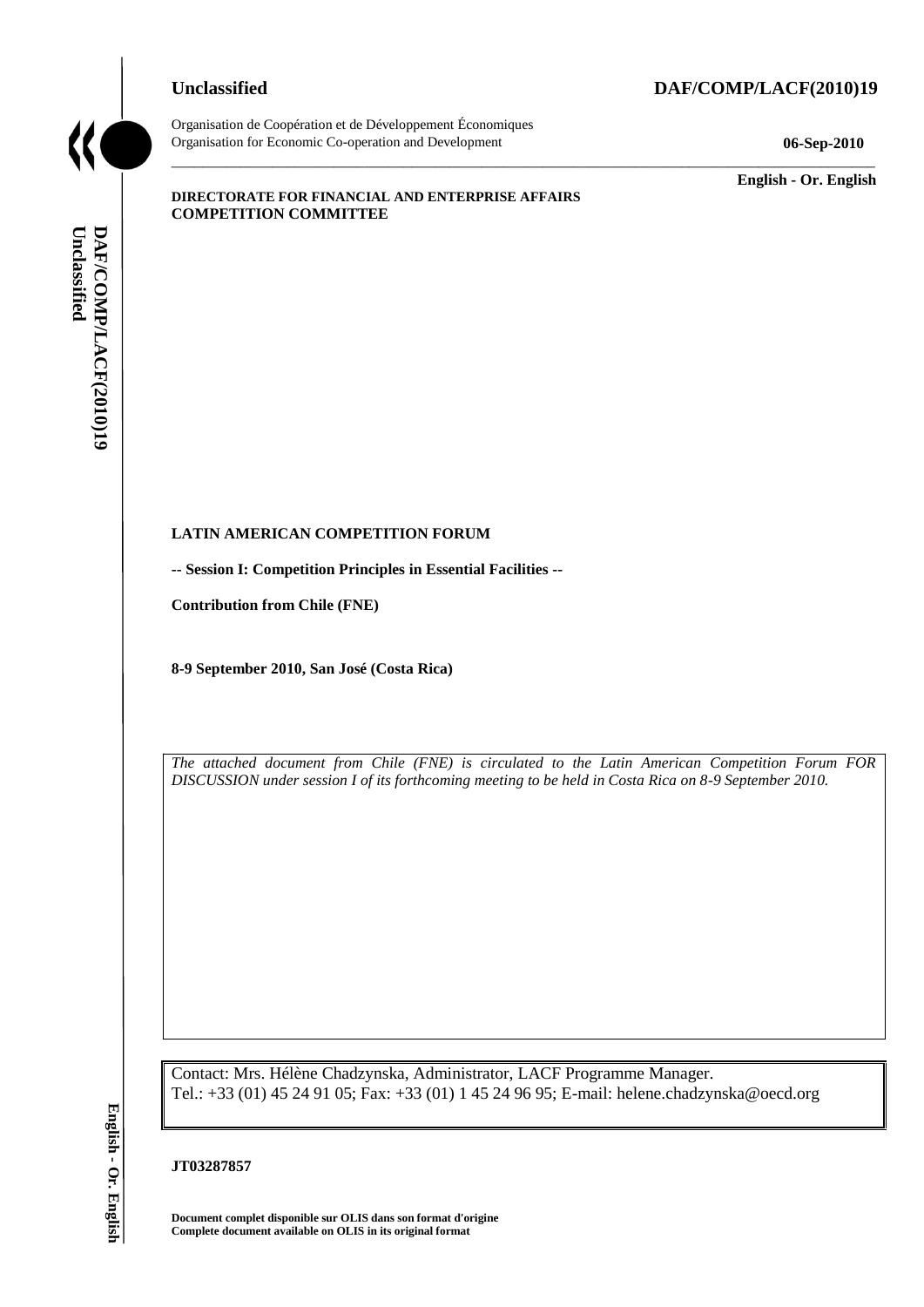**Unclassified** **DAF/COMP/LACF(2010)19**

Organisation de Coopération et de Développement Économiques
Organisation for Economic Co-operation and Development **06-Sep-2010**

**English - Or. English**

**DIRECTORATE FOR FINANCIAL AND ENTERPRISE AFFAIRS**
**COMPETITION COMMITTEE**

**LATIN AMERICAN COMPETITION FORUM**

**-- Session I: Competition Principles in Essential Facilities --**

**Contribution from Chile (FNE)**

**8-9 September 2010, San José (Costa Rica)**

*The attached document from Chile (FNE) is circulated to the Latin American Competition Forum FOR DISCUSSION under session I of its forthcoming meeting to be held in Costa Rica on 8-9 September 2010.*

Contact: Mrs. Hélène Chadzynska, Administrator, LACF Programme Manager.
Tel.: +33 (01) 45 24 91 05; Fax: +33 (01) 1 45 24 96 95; E-mail: helene.chadzynska@oecd.org

**JT03287857**

**Document complet disponible sur OLIS dans son format d'origine**
**Complete document available on OLIS in its original format**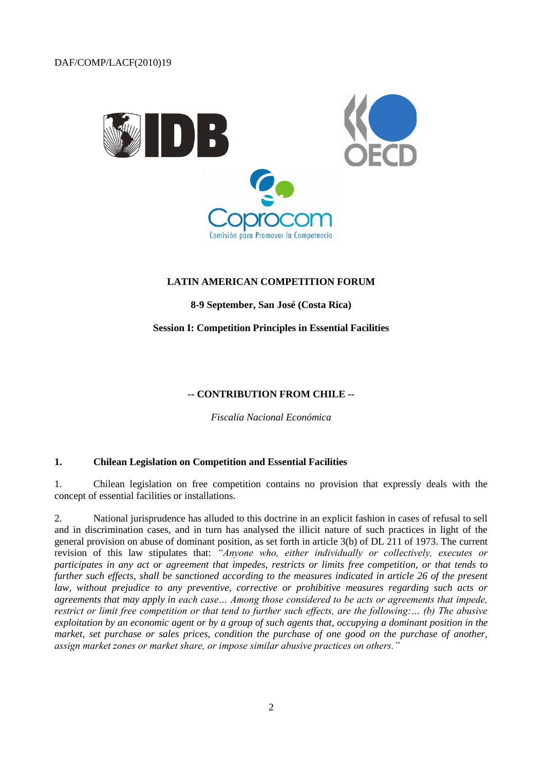DAF/COMP/LACF(2010)19

**LATIN AMERICAN COMPETITION FORUM**

**8-9 September, San José (Costa Rica)**

**Session I: Competition Principles in Essential Facilities**

**-- CONTRIBUTION FROM CHILE --**

*Fiscalía Nacional Económica*

## 1. Chilean Legislation on Competition and Essential Facilities

1. Chilean legislation on free competition contains no provision that expressly deals with the concept of essential facilities or installations.

2. National jurisprudence has alluded to this doctrine in an explicit fashion in cases of refusal to sell and in discrimination cases, and in turn has analysed the illicit nature of such practices in light of the general provision on abuse of dominant position, as set forth in article 3(b) of DL 211 of 1973. The current revision of this law stipulates that: *"Anyone who, either individually or collectively, executes or participates in any act or agreement that impedes, restricts or limits free competition, or that tends to further such effects, shall be sanctioned according to the measures indicated in article 26 of the present law, without prejudice to any preventive, corrective or prohibitive measures regarding such acts or agreements that may apply in each case… Among those considered to be acts or agreements that impede, restrict or limit free competition or that tend to further such effects, are the following:… (b) The abusive exploitation by an economic agent or by a group of such agents that, occupying a dominant position in the market, set purchase or sales prices, condition the purchase of one good on the purchase of another, assign market zones or market share, or impose similar abusive practices on others."*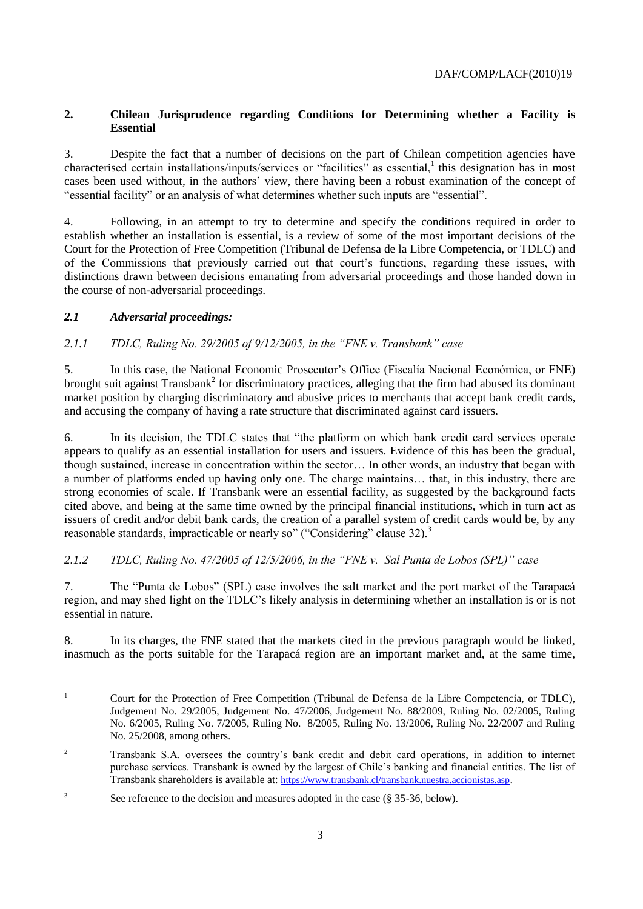## 2. Chilean Jurisprudence regarding Conditions for Determining whether a Facility is Essential

3. Despite the fact that a number of decisions on the part of Chilean competition agencies have characterised certain installations/inputs/services or "facilities" as essential,[1] this designation has in most cases been used without, in the authors' view, there having been a robust examination of the concept of "essential facility" or an analysis of what determines whether such inputs are "essential".

4. Following, in an attempt to try to determine and specify the conditions required in order to establish whether an installation is essential, is a review of some of the most important decisions of the Court for the Protection of Free Competition (Tribunal de Defensa de la Libre Competencia, or TDLC) and of the Commissions that previously carried out that court's functions, regarding these issues, with distinctions drawn between decisions emanating from adversarial proceedings and those handed down in the course of non-adversarial proceedings.

### *2.1 Adversarial proceedings:*

#### *2.1.1 TDLC, Ruling No. 29/2005 of 9/12/2005, in the "FNE v. Transbank" case*

5. In this case, the National Economic Prosecutor's Office (Fiscalía Nacional Económica, or FNE) brought suit against Transbank[2] for discriminatory practices, alleging that the firm had abused its dominant market position by charging discriminatory and abusive prices to merchants that accept bank credit cards, and accusing the company of having a rate structure that discriminated against card issuers.

6. In its decision, the TDLC states that "the platform on which bank credit card services operate appears to qualify as an essential installation for users and issuers. Evidence of this has been the gradual, though sustained, increase in concentration within the sector… In other words, an industry that began with a number of platforms ended up having only one. The charge maintains… that, in this industry, there are strong economies of scale. If Transbank were an essential facility, as suggested by the background facts cited above, and being at the same time owned by the principal financial institutions, which in turn act as issuers of credit and/or debit bank cards, the creation of a parallel system of credit cards would be, by any reasonable standards, impracticable or nearly so" ("Considering" clause 32).[3]

#### *2.1.2 TDLC, Ruling No. 47/2005 of 12/5/2006, in the "FNE v. Sal Punta de Lobos (SPL)" case*

7. The "Punta de Lobos" (SPL) case involves the salt market and the port market of the Tarapacá region, and may shed light on the TDLC's likely analysis in determining whether an installation is or is not essential in nature.

8. In its charges, the FNE stated that the markets cited in the previous paragraph would be linked, inasmuch as the ports suitable for the Tarapacá region are an important market and, at the same time,

---

[1] Court for the Protection of Free Competition (Tribunal de Defensa de la Libre Competencia, or TDLC), Judgement No. 29/2005, Judgement No. 47/2006, Judgement No. 88/2009, Ruling No. 02/2005, Ruling No. 6/2005, Ruling No. 7/2005, Ruling No. 8/2005, Ruling No. 13/2006, Ruling No. 22/2007 and Ruling No. 25/2008, among others.

[2] Transbank S.A. oversees the country's bank credit and debit card operations, in addition to internet purchase services. Transbank is owned by the largest of Chile's banking and financial entities. The list of Transbank shareholders is available at: https://www.transbank.cl/transbank.nuestra.accionistas.asp.

[3] See reference to the decision and measures adopted in the case (§ 35-36, below).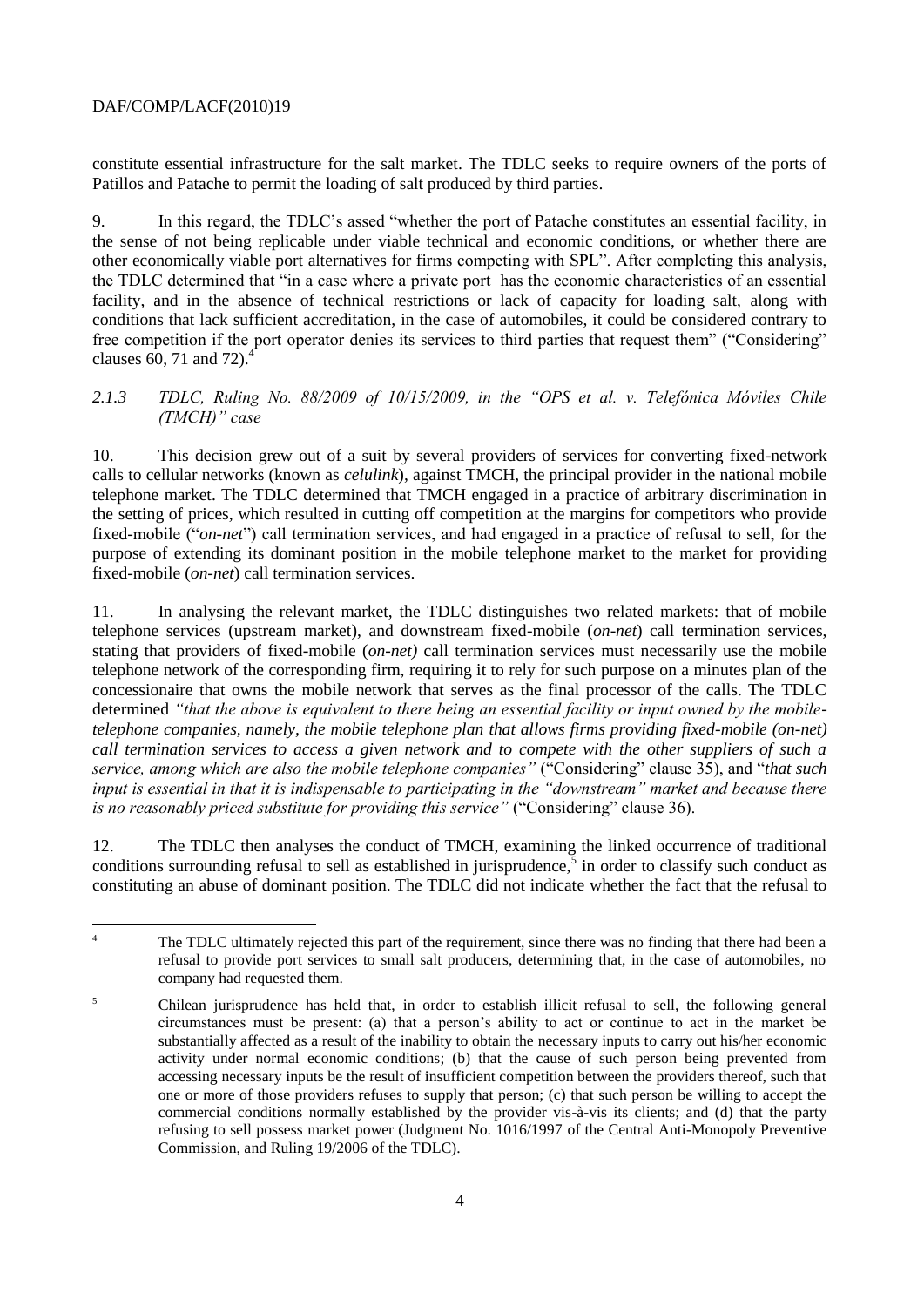constitute essential infrastructure for the salt market. The TDLC seeks to require owners of the ports of Patillos and Patache to permit the loading of salt produced by third parties.

9. In this regard, the TDLC's assed "whether the port of Patache constitutes an essential facility, in the sense of not being replicable under viable technical and economic conditions, or whether there are other economically viable port alternatives for firms competing with SPL". After completing this analysis, the TDLC determined that "in a case where a private port has the economic characteristics of an essential facility, and in the absence of technical restrictions or lack of capacity for loading salt, along with conditions that lack sufficient accreditation, in the case of automobiles, it could be considered contrary to free competition if the port operator denies its services to third parties that request them" ("Considering" clauses 60, 71 and 72).[4]

### *2.1.3 TDLC, Ruling No. 88/2009 of 10/15/2009, in the "OPS et al. v. Telefónica Móviles Chile (TMCH)" case*

10. This decision grew out of a suit by several providers of services for converting fixed-network calls to cellular networks (known as *celulink*), against TMCH, the principal provider in the national mobile telephone market. The TDLC determined that TMCH engaged in a practice of arbitrary discrimination in the setting of prices, which resulted in cutting off competition at the margins for competitors who provide fixed-mobile ("*on-net*") call termination services, and had engaged in a practice of refusal to sell, for the purpose of extending its dominant position in the mobile telephone market to the market for providing fixed-mobile (*on-net*) call termination services.

11. In analysing the relevant market, the TDLC distinguishes two related markets: that of mobile telephone services (upstream market), and downstream fixed-mobile (*on-net*) call termination services, stating that providers of fixed-mobile (*on-net)* call termination services must necessarily use the mobile telephone network of the corresponding firm, requiring it to rely for such purpose on a minutes plan of the concessionaire that owns the mobile network that serves as the final processor of the calls. The TDLC determined *"that the above is equivalent to there being an essential facility or input owned by the mobile-telephone companies, namely, the mobile telephone plan that allows firms providing fixed-mobile (on-net) call termination services to access a given network and to compete with the other suppliers of such a service, among which are also the mobile telephone companies"* ("Considering" clause 35), and "*that such input is essential in that it is indispensable to participating in the "downstream" market and because there is no reasonably priced substitute for providing this service"* ("Considering" clause 36).

12. The TDLC then analyses the conduct of TMCH, examining the linked occurrence of traditional conditions surrounding refusal to sell as established in jurisprudence,[5] in order to classify such conduct as constituting an abuse of dominant position. The TDLC did not indicate whether the fact that the refusal to

---

[4] The TDLC ultimately rejected this part of the requirement, since there was no finding that there had been a refusal to provide port services to small salt producers, determining that, in the case of automobiles, no company had requested them.

[5] Chilean jurisprudence has held that, in order to establish illicit refusal to sell, the following general circumstances must be present: (a) that a person's ability to act or continue to act in the market be substantially affected as a result of the inability to obtain the necessary inputs to carry out his/her economic activity under normal economic conditions; (b) that the cause of such person being prevented from accessing necessary inputs be the result of insufficient competition between the providers thereof, such that one or more of those providers refuses to supply that person; (c) that such person be willing to accept the commercial conditions normally established by the provider vis-à-vis its clients; and (d) that the party refusing to sell possess market power (Judgment No. 1016/1997 of the Central Anti-Monopoly Preventive Commission, and Ruling 19/2006 of the TDLC).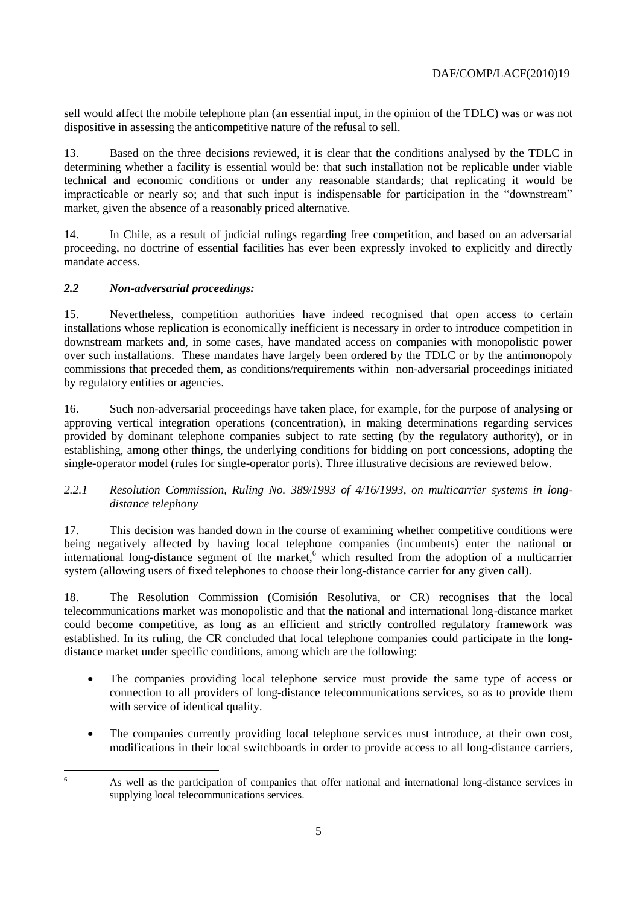sell would affect the mobile telephone plan (an essential input, in the opinion of the TDLC) was or was not dispositive in assessing the anticompetitive nature of the refusal to sell.

13. Based on the three decisions reviewed, it is clear that the conditions analysed by the TDLC in determining whether a facility is essential would be: that such installation not be replicable under viable technical and economic conditions or under any reasonable standards; that replicating it would be impracticable or nearly so; and that such input is indispensable for participation in the "downstream" market, given the absence of a reasonably priced alternative.

14. In Chile, as a result of judicial rulings regarding free competition, and based on an adversarial proceeding, no doctrine of essential facilities has ever been expressly invoked to explicitly and directly mandate access.

### *2.2 Non-adversarial proceedings:*

15. Nevertheless, competition authorities have indeed recognised that open access to certain installations whose replication is economically inefficient is necessary in order to introduce competition in downstream markets and, in some cases, have mandated access on companies with monopolistic power over such installations. These mandates have largely been ordered by the TDLC or by the antimonopoly commissions that preceded them, as conditions/requirements within non-adversarial proceedings initiated by regulatory entities or agencies.

16. Such non-adversarial proceedings have taken place, for example, for the purpose of analysing or approving vertical integration operations (concentration), in making determinations regarding services provided by dominant telephone companies subject to rate setting (by the regulatory authority), or in establishing, among other things, the underlying conditions for bidding on port concessions, adopting the single-operator model (rules for single-operator ports). Three illustrative decisions are reviewed below.

#### *2.2.1 Resolution Commission, Ruling No. 389/1993 of 4/16/1993, on multicarrier systems in long-distance telephony*

17. This decision was handed down in the course of examining whether competitive conditions were being negatively affected by having local telephone companies (incumbents) enter the national or international long-distance segment of the market,[6] which resulted from the adoption of a multicarrier system (allowing users of fixed telephones to choose their long-distance carrier for any given call).

18. The Resolution Commission (Comisión Resolutiva, or CR) recognises that the local telecommunications market was monopolistic and that the national and international long-distance market could become competitive, as long as an efficient and strictly controlled regulatory framework was established. In its ruling, the CR concluded that local telephone companies could participate in the long-distance market under specific conditions, among which are the following:

- The companies providing local telephone service must provide the same type of access or connection to all providers of long-distance telecommunications services, so as to provide them with service of identical quality.
- The companies currently providing local telephone services must introduce, at their own cost, modifications in their local switchboards in order to provide access to all long-distance carriers,

[6] As well as the participation of companies that offer national and international long-distance services in supplying local telecommunications services.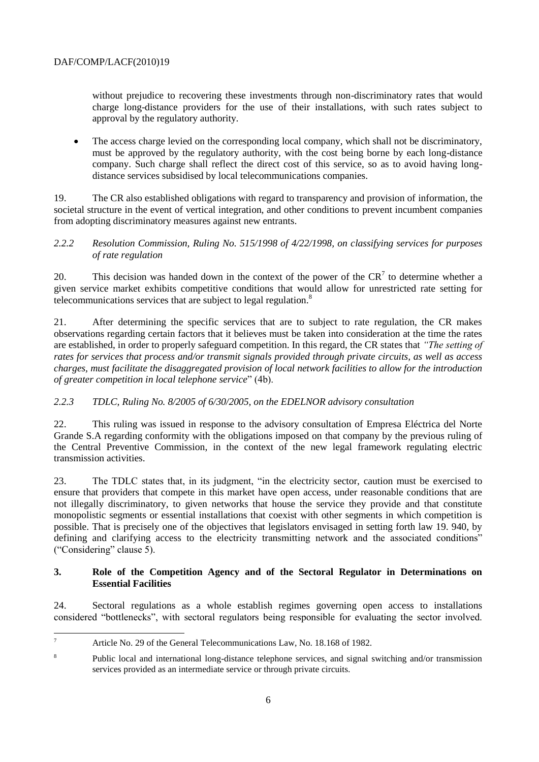without prejudice to recovering these investments through non-discriminatory rates that would charge long-distance providers for the use of their installations, with such rates subject to approval by the regulatory authority.

- The access charge levied on the corresponding local company, which shall not be discriminatory, must be approved by the regulatory authority, with the cost being borne by each long-distance company. Such charge shall reflect the direct cost of this service, so as to avoid having long-distance services subsidised by local telecommunications companies.

19. The CR also established obligations with regard to transparency and provision of information, the societal structure in the event of vertical integration, and other conditions to prevent incumbent companies from adopting discriminatory measures against new entrants.

*2.2.2 Resolution Commission, Ruling No. 515/1998 of 4/22/1998, on classifying services for purposes of rate regulation*

20. This decision was handed down in the context of the power of the CR[7] to determine whether a given service market exhibits competitive conditions that would allow for unrestricted rate setting for telecommunications services that are subject to legal regulation.[8]

21. After determining the specific services that are to subject to rate regulation, the CR makes observations regarding certain factors that it believes must be taken into consideration at the time the rates are established, in order to properly safeguard competition. In this regard, the CR states that *"The setting of rates for services that process and/or transmit signals provided through private circuits, as well as access charges, must facilitate the disaggregated provision of local network facilities to allow for the introduction of greater competition in local telephone service*" (4b).

*2.2.3 TDLC, Ruling No. 8/2005 of 6/30/2005, on the EDELNOR advisory consultation*

22. This ruling was issued in response to the advisory consultation of Empresa Eléctrica del Norte Grande S.A regarding conformity with the obligations imposed on that company by the previous ruling of the Central Preventive Commission, in the context of the new legal framework regulating electric transmission activities.

23. The TDLC states that, in its judgment, "in the electricity sector, caution must be exercised to ensure that providers that compete in this market have open access, under reasonable conditions that are not illegally discriminatory, to given networks that house the service they provide and that constitute monopolistic segments or essential installations that coexist with other segments in which competition is possible. That is precisely one of the objectives that legislators envisaged in setting forth law 19. 940, by defining and clarifying access to the electricity transmitting network and the associated conditions" ("Considering" clause 5).

## 3. Role of the Competition Agency and of the Sectoral Regulator in Determinations on Essential Facilities

24. Sectoral regulations as a whole establish regimes governing open access to installations considered "bottlenecks", with sectoral regulators being responsible for evaluating the sector involved.

[7] Article No. 29 of the General Telecommunications Law, No. 18.168 of 1982.

[8] Public local and international long-distance telephone services, and signal switching and/or transmission services provided as an intermediate service or through private circuits.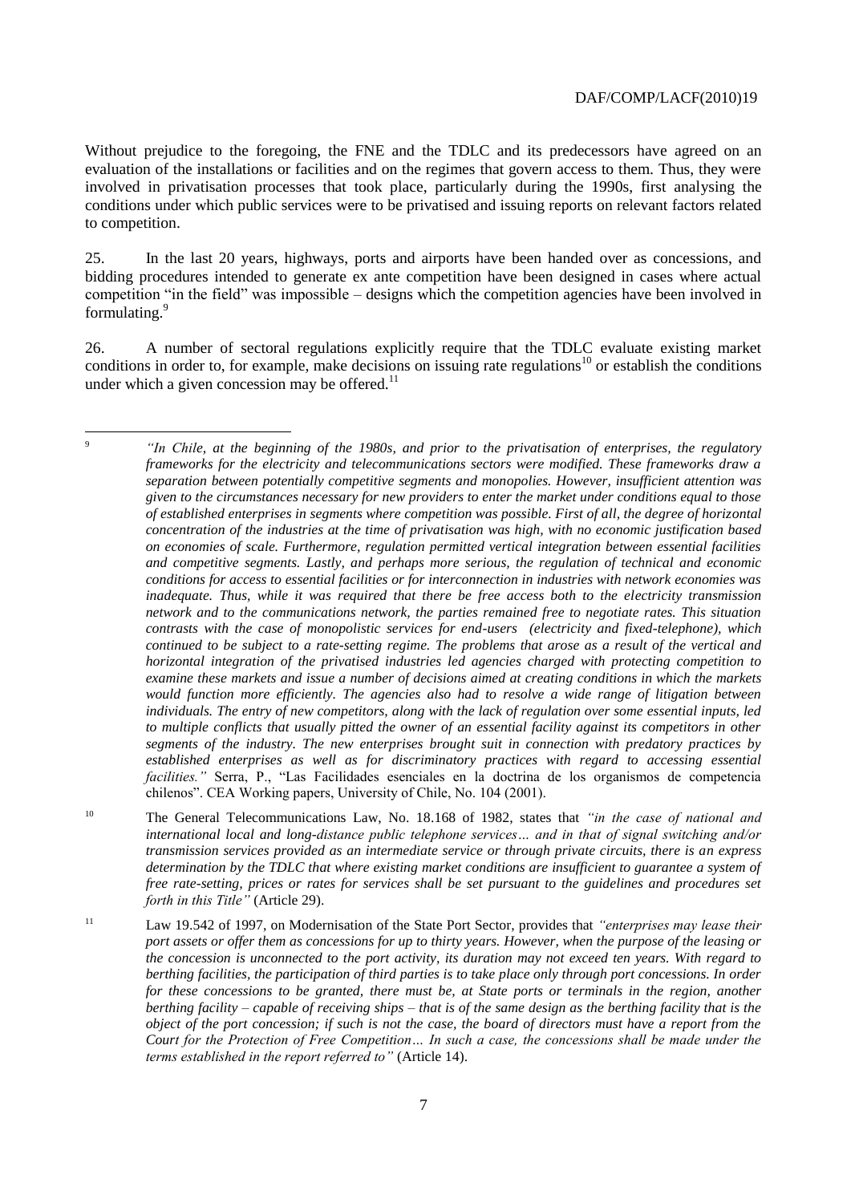Without prejudice to the foregoing, the FNE and the TDLC and its predecessors have agreed on an evaluation of the installations or facilities and on the regimes that govern access to them. Thus, they were involved in privatisation processes that took place, particularly during the 1990s, first analysing the conditions under which public services were to be privatised and issuing reports on relevant factors related to competition.

25. In the last 20 years, highways, ports and airports have been handed over as concessions, and bidding procedures intended to generate ex ante competition have been designed in cases where actual competition "in the field" was impossible – designs which the competition agencies have been involved in formulating.[9]

26. A number of sectoral regulations explicitly require that the TDLC evaluate existing market conditions in order to, for example, make decisions on issuing rate regulations[10] or establish the conditions under which a given concession may be offered.[11]

---

[9] *"In Chile, at the beginning of the 1980s, and prior to the privatisation of enterprises, the regulatory frameworks for the electricity and telecommunications sectors were modified. These frameworks draw a separation between potentially competitive segments and monopolies. However, insufficient attention was given to the circumstances necessary for new providers to enter the market under conditions equal to those of established enterprises in segments where competition was possible. First of all, the degree of horizontal concentration of the industries at the time of privatisation was high, with no economic justification based on economies of scale. Furthermore, regulation permitted vertical integration between essential facilities and competitive segments. Lastly, and perhaps more serious, the regulation of technical and economic conditions for access to essential facilities or for interconnection in industries with network economies was inadequate. Thus, while it was required that there be free access both to the electricity transmission network and to the communications network, the parties remained free to negotiate rates. This situation contrasts with the case of monopolistic services for end-users (electricity and fixed-telephone), which continued to be subject to a rate-setting regime. The problems that arose as a result of the vertical and horizontal integration of the privatised industries led agencies charged with protecting competition to examine these markets and issue a number of decisions aimed at creating conditions in which the markets would function more efficiently. The agencies also had to resolve a wide range of litigation between individuals. The entry of new competitors, along with the lack of regulation over some essential inputs, led to multiple conflicts that usually pitted the owner of an essential facility against its competitors in other segments of the industry. The new enterprises brought suit in connection with predatory practices by established enterprises as well as for discriminatory practices with regard to accessing essential facilities."* Serra, P., "Las Facilidades esenciales en la doctrina de los organismos de competencia chilenos". CEA Working papers, University of Chile, No. 104 (2001).

[10] The General Telecommunications Law, No. 18.168 of 1982, states that *"in the case of national and international local and long-distance public telephone services… and in that of signal switching and/or transmission services provided as an intermediate service or through private circuits, there is an express determination by the TDLC that where existing market conditions are insufficient to guarantee a system of free rate-setting, prices or rates for services shall be set pursuant to the guidelines and procedures set forth in this Title"* (Article 29).

[11] Law 19.542 of 1997, on Modernisation of the State Port Sector, provides that *"enterprises may lease their port assets or offer them as concessions for up to thirty years. However, when the purpose of the leasing or the concession is unconnected to the port activity, its duration may not exceed ten years. With regard to berthing facilities, the participation of third parties is to take place only through port concessions. In order for these concessions to be granted, there must be, at State ports or terminals in the region, another berthing facility – capable of receiving ships – that is of the same design as the berthing facility that is the object of the port concession; if such is not the case, the board of directors must have a report from the Court for the Protection of Free Competition… In such a case, the concessions shall be made under the terms established in the report referred to"* (Article 14).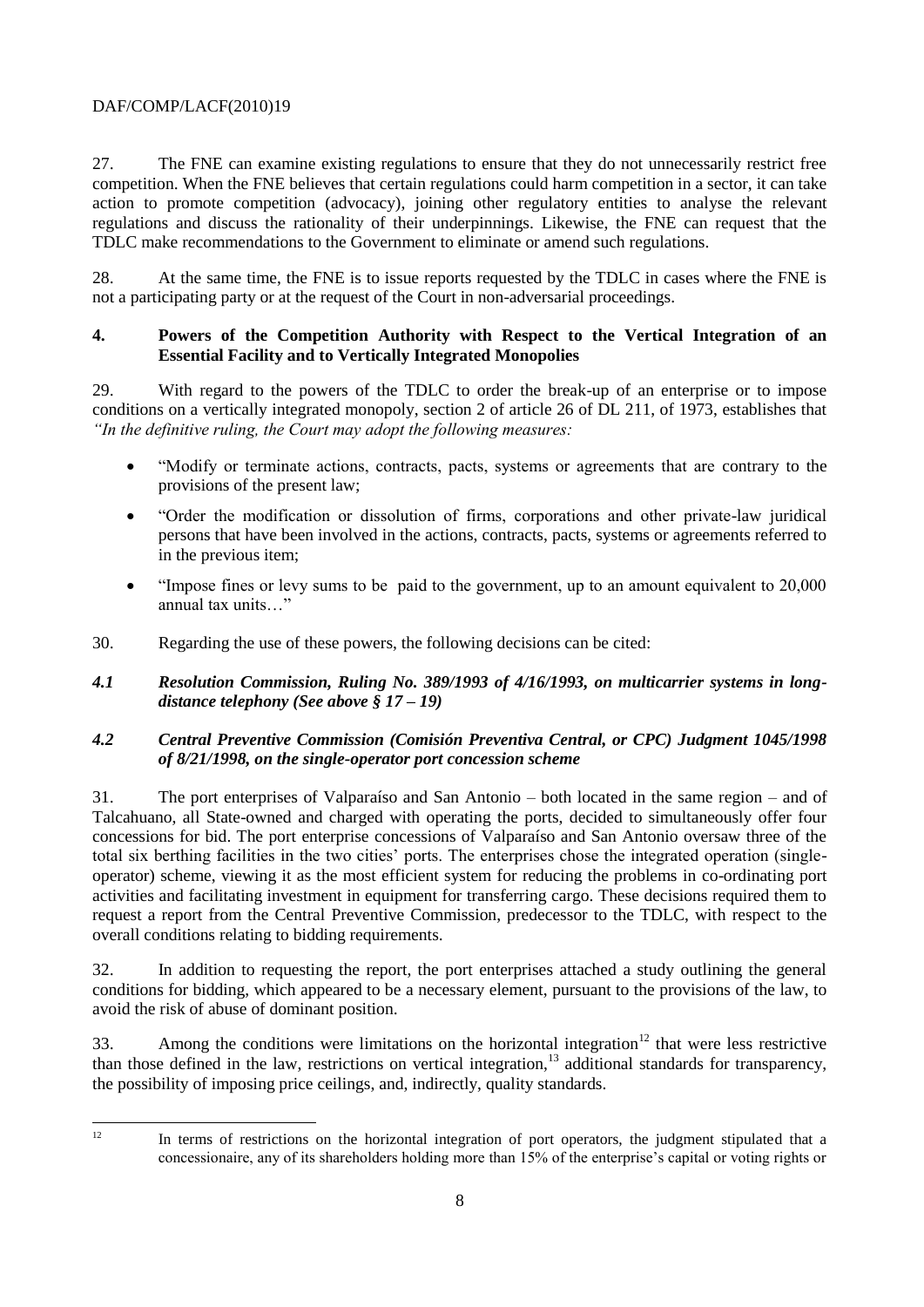27. The FNE can examine existing regulations to ensure that they do not unnecessarily restrict free competition. When the FNE believes that certain regulations could harm competition in a sector, it can take action to promote competition (advocacy), joining other regulatory entities to analyse the relevant regulations and discuss the rationality of their underpinnings. Likewise, the FNE can request that the TDLC make recommendations to the Government to eliminate or amend such regulations.

28. At the same time, the FNE is to issue reports requested by the TDLC in cases where the FNE is not a participating party or at the request of the Court in non-adversarial proceedings.

## 4. Powers of the Competition Authority with Respect to the Vertical Integration of an Essential Facility and to Vertically Integrated Monopolies

29. With regard to the powers of the TDLC to order the break-up of an enterprise or to impose conditions on a vertically integrated monopoly, section 2 of article 26 of DL 211, of 1973, establishes that *"In the definitive ruling, the Court may adopt the following measures:*

- "Modify or terminate actions, contracts, pacts, systems or agreements that are contrary to the provisions of the present law;
- "Order the modification or dissolution of firms, corporations and other private-law juridical persons that have been involved in the actions, contracts, pacts, systems or agreements referred to in the previous item;
- "Impose fines or levy sums to be paid to the government, up to an amount equivalent to 20,000 annual tax units…"

30. Regarding the use of these powers, the following decisions can be cited:

### *4.1 Resolution Commission, Ruling No. 389/1993 of 4/16/1993, on multicarrier systems in long-distance telephony (See above § 17 – 19)*

### *4.2 Central Preventive Commission (Comisión Preventiva Central, or CPC) Judgment 1045/1998 of 8/21/1998, on the single-operator port concession scheme*

31. The port enterprises of Valparaíso and San Antonio – both located in the same region – and of Talcahuano, all State-owned and charged with operating the ports, decided to simultaneously offer four concessions for bid. The port enterprise concessions of Valparaíso and San Antonio oversaw three of the total six berthing facilities in the two cities' ports. The enterprises chose the integrated operation (single-operator) scheme, viewing it as the most efficient system for reducing the problems in co-ordinating port activities and facilitating investment in equipment for transferring cargo. These decisions required them to request a report from the Central Preventive Commission, predecessor to the TDLC, with respect to the overall conditions relating to bidding requirements.

32. In addition to requesting the report, the port enterprises attached a study outlining the general conditions for bidding, which appeared to be a necessary element, pursuant to the provisions of the law, to avoid the risk of abuse of dominant position.

33. Among the conditions were limitations on the horizontal integration[12] that were less restrictive than those defined in the law, restrictions on vertical integration,[13] additional standards for transparency, the possibility of imposing price ceilings, and, indirectly, quality standards.

---

[12] In terms of restrictions on the horizontal integration of port operators, the judgment stipulated that a concessionaire, any of its shareholders holding more than 15% of the enterprise's capital or voting rights or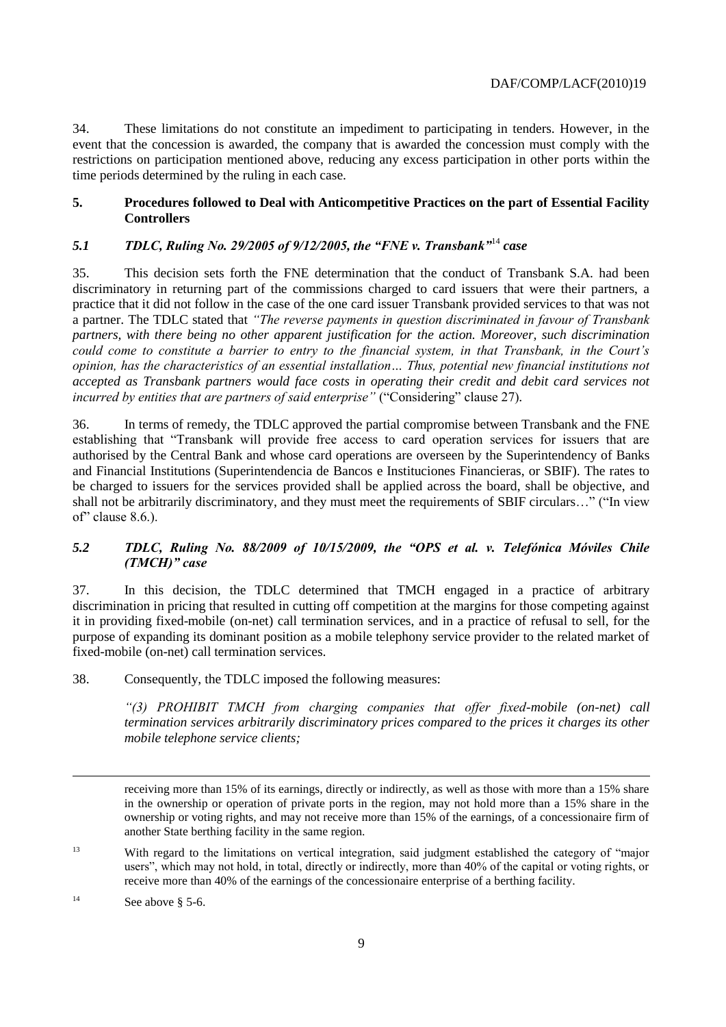34. These limitations do not constitute an impediment to participating in tenders. However, in the event that the concession is awarded, the company that is awarded the concession must comply with the restrictions on participation mentioned above, reducing any excess participation in other ports within the time periods determined by the ruling in each case.

## 5. Procedures followed to Deal with Anticompetitive Practices on the part of Essential Facility Controllers

### *5.1 TDLC, Ruling No. 29/2005 of 9/12/2005, the "FNE v. Transbank"*[14] *case*

35. This decision sets forth the FNE determination that the conduct of Transbank S.A. had been discriminatory in returning part of the commissions charged to card issuers that were their partners, a practice that it did not follow in the case of the one card issuer Transbank provided services to that was not a partner. The TDLC stated that *"The reverse payments in question discriminated in favour of Transbank partners, with there being no other apparent justification for the action. Moreover, such discrimination could come to constitute a barrier to entry to the financial system, in that Transbank, in the Court's opinion, has the characteristics of an essential installation… Thus, potential new financial institutions not accepted as Transbank partners would face costs in operating their credit and debit card services not incurred by entities that are partners of said enterprise"* ("Considering" clause 27).

36. In terms of remedy, the TDLC approved the partial compromise between Transbank and the FNE establishing that "Transbank will provide free access to card operation services for issuers that are authorised by the Central Bank and whose card operations are overseen by the Superintendency of Banks and Financial Institutions (Superintendencia de Bancos e Instituciones Financieras, or SBIF). The rates to be charged to issuers for the services provided shall be applied across the board, shall be objective, and shall not be arbitrarily discriminatory, and they must meet the requirements of SBIF circulars…" ("In view of" clause 8.6.).

### *5.2 TDLC, Ruling No. 88/2009 of 10/15/2009, the "OPS et al. v. Telefónica Móviles Chile (TMCH)" case*

37. In this decision, the TDLC determined that TMCH engaged in a practice of arbitrary discrimination in pricing that resulted in cutting off competition at the margins for those competing against it in providing fixed-mobile (on-net) call termination services, and in a practice of refusal to sell, for the purpose of expanding its dominant position as a mobile telephony service provider to the related market of fixed-mobile (on-net) call termination services.

38. Consequently, the TDLC imposed the following measures:

> *"(3) PROHIBIT TMCH from charging companies that offer fixed-mobile (on-net) call termination services arbitrarily discriminatory prices compared to the prices it charges its other mobile telephone service clients;*

---

receiving more than 15% of its earnings, directly or indirectly, as well as those with more than a 15% share in the ownership or operation of private ports in the region, may not hold more than a 15% share in the ownership or voting rights, and may not receive more than 15% of the earnings, of a concessionaire firm of another State berthing facility in the same region.

[13] With regard to the limitations on vertical integration, said judgment established the category of "major users", which may not hold, in total, directly or indirectly, more than 40% of the capital or voting rights, or receive more than 40% of the earnings of the concessionaire enterprise of a berthing facility.

[14] See above § 5-6.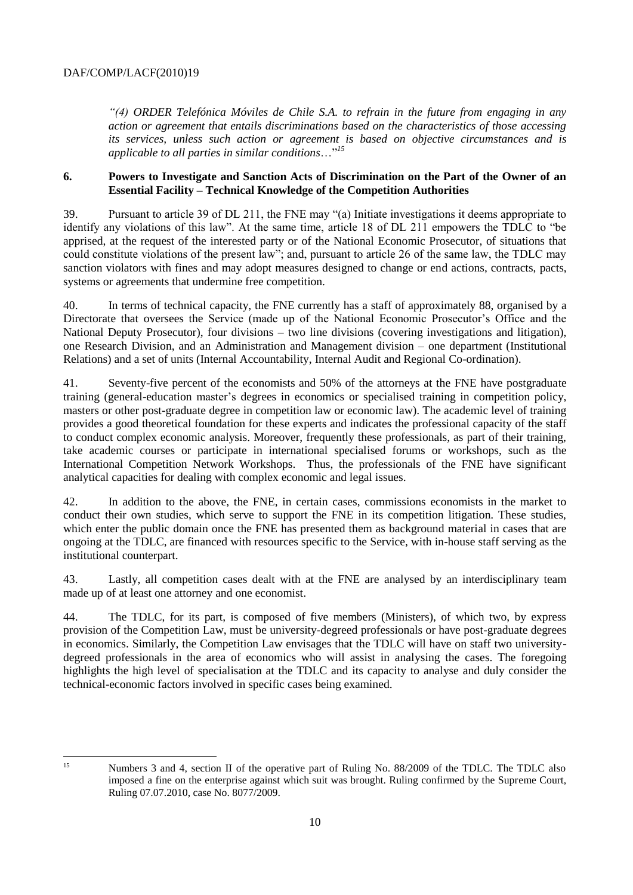*"(4) ORDER Telefónica Móviles de Chile S.A. to refrain in the future from engaging in any action or agreement that entails discriminations based on the characteristics of those accessing its services, unless such action or agreement is based on objective circumstances and is applicable to all parties in similar conditions…"*[15]

## 6. Powers to Investigate and Sanction Acts of Discrimination on the Part of the Owner of an Essential Facility – Technical Knowledge of the Competition Authorities

39. Pursuant to article 39 of DL 211, the FNE may "(a) Initiate investigations it deems appropriate to identify any violations of this law". At the same time, article 18 of DL 211 empowers the TDLC to "be apprised, at the request of the interested party or of the National Economic Prosecutor, of situations that could constitute violations of the present law"; and, pursuant to article 26 of the same law, the TDLC may sanction violators with fines and may adopt measures designed to change or end actions, contracts, pacts, systems or agreements that undermine free competition.

40. In terms of technical capacity, the FNE currently has a staff of approximately 88, organised by a Directorate that oversees the Service (made up of the National Economic Prosecutor's Office and the National Deputy Prosecutor), four divisions – two line divisions (covering investigations and litigation), one Research Division, and an Administration and Management division – one department (Institutional Relations) and a set of units (Internal Accountability, Internal Audit and Regional Co-ordination).

41. Seventy-five percent of the economists and 50% of the attorneys at the FNE have postgraduate training (general-education master's degrees in economics or specialised training in competition policy, masters or other post-graduate degree in competition law or economic law). The academic level of training provides a good theoretical foundation for these experts and indicates the professional capacity of the staff to conduct complex economic analysis. Moreover, frequently these professionals, as part of their training, take academic courses or participate in international specialised forums or workshops, such as the International Competition Network Workshops. Thus, the professionals of the FNE have significant analytical capacities for dealing with complex economic and legal issues.

42. In addition to the above, the FNE, in certain cases, commissions economists in the market to conduct their own studies, which serve to support the FNE in its competition litigation. These studies, which enter the public domain once the FNE has presented them as background material in cases that are ongoing at the TDLC, are financed with resources specific to the Service, with in-house staff serving as the institutional counterpart.

43. Lastly, all competition cases dealt with at the FNE are analysed by an interdisciplinary team made up of at least one attorney and one economist.

44. The TDLC, for its part, is composed of five members (Ministers), of which two, by express provision of the Competition Law, must be university-degreed professionals or have post-graduate degrees in economics. Similarly, the Competition Law envisages that the TDLC will have on staff two university-degreed professionals in the area of economics who will assist in analysing the cases. The foregoing highlights the high level of specialisation at the TDLC and its capacity to analyse and duly consider the technical-economic factors involved in specific cases being examined.

---

[15] Numbers 3 and 4, section II of the operative part of Ruling No. 88/2009 of the TDLC. The TDLC also imposed a fine on the enterprise against which suit was brought. Ruling confirmed by the Supreme Court, Ruling 07.07.2010, case No. 8077/2009.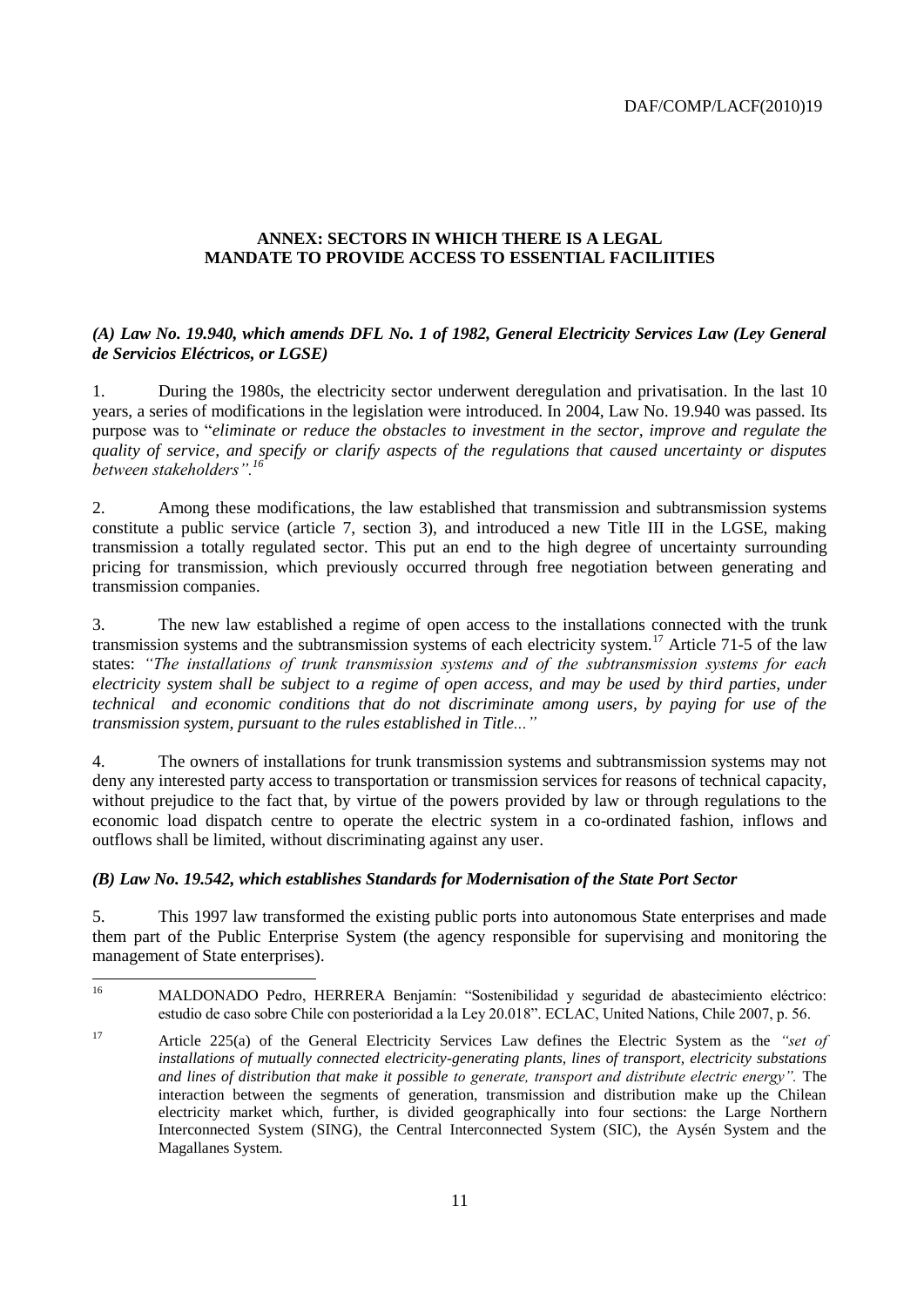## ANNEX: SECTORS IN WHICH THERE IS A LEGAL MANDATE TO PROVIDE ACCESS TO ESSENTIAL FACILIITIES

### *(A) Law No. 19.940, which amends DFL No. 1 of 1982, General Electricity Services Law (Ley General de Servicios Eléctricos, or LGSE)*

1. During the 1980s, the electricity sector underwent deregulation and privatisation. In the last 10 years, a series of modifications in the legislation were introduced. In 2004, Law No. 19.940 was passed. Its purpose was to "*eliminate or reduce the obstacles to investment in the sector, improve and regulate the quality of service, and specify or clarify aspects of the regulations that caused uncertainty or disputes between stakeholders".*[16]

2. Among these modifications, the law established that transmission and subtransmission systems constitute a public service (article 7, section 3), and introduced a new Title III in the LGSE, making transmission a totally regulated sector. This put an end to the high degree of uncertainty surrounding pricing for transmission, which previously occurred through free negotiation between generating and transmission companies.

3. The new law established a regime of open access to the installations connected with the trunk transmission systems and the subtransmission systems of each electricity system.[17] Article 71-5 of the law states: *"The installations of trunk transmission systems and of the subtransmission systems for each electricity system shall be subject to a regime of open access, and may be used by third parties, under technical and economic conditions that do not discriminate among users, by paying for use of the transmission system, pursuant to the rules established in Title..."*

4. The owners of installations for trunk transmission systems and subtransmission systems may not deny any interested party access to transportation or transmission services for reasons of technical capacity, without prejudice to the fact that, by virtue of the powers provided by law or through regulations to the economic load dispatch centre to operate the electric system in a co-ordinated fashion, inflows and outflows shall be limited, without discriminating against any user.

### *(B) Law No. 19.542, which establishes Standards for Modernisation of the State Port Sector*

5. This 1997 law transformed the existing public ports into autonomous State enterprises and made them part of the Public Enterprise System (the agency responsible for supervising and monitoring the management of State enterprises).

---

[16] MALDONADO Pedro, HERRERA Benjamín: "Sostenibilidad y seguridad de abastecimiento eléctrico: estudio de caso sobre Chile con posterioridad a la Ley 20.018". ECLAC, United Nations, Chile 2007, p. 56.

[17] Article 225(a) of the General Electricity Services Law defines the Electric System as the *"set of installations of mutually connected electricity-generating plants, lines of transport, electricity substations and lines of distribution that make it possible to generate, transport and distribute electric energy".* The interaction between the segments of generation, transmission and distribution make up the Chilean electricity market which, further, is divided geographically into four sections: the Large Northern Interconnected System (SING), the Central Interconnected System (SIC), the Aysén System and the Magallanes System.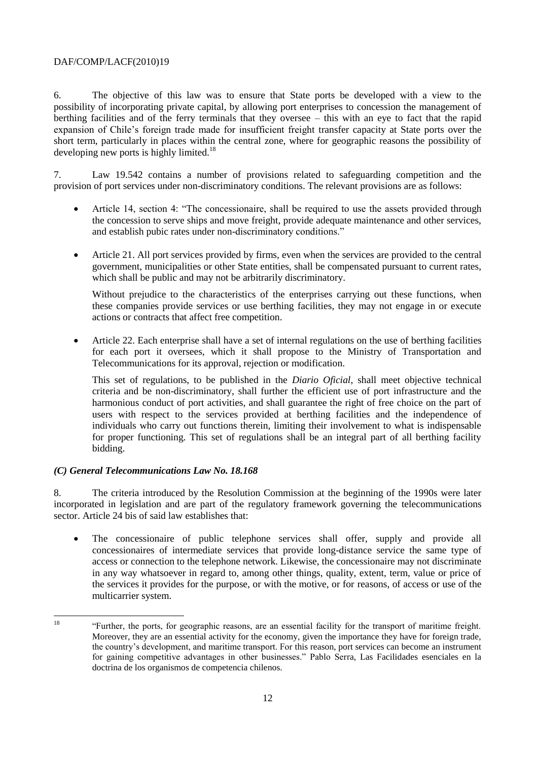6. The objective of this law was to ensure that State ports be developed with a view to the possibility of incorporating private capital, by allowing port enterprises to concession the management of berthing facilities and of the ferry terminals that they oversee – this with an eye to fact that the rapid expansion of Chile's foreign trade made for insufficient freight transfer capacity at State ports over the short term, particularly in places within the central zone, where for geographic reasons the possibility of developing new ports is highly limited.[18]

7. Law 19.542 contains a number of provisions related to safeguarding competition and the provision of port services under non-discriminatory conditions. The relevant provisions are as follows:

- Article 14, section 4: "The concessionaire, shall be required to use the assets provided through the concession to serve ships and move freight, provide adequate maintenance and other services, and establish pubic rates under non-discriminatory conditions."

- Article 21. All port services provided by firms, even when the services are provided to the central government, municipalities or other State entities, shall be compensated pursuant to current rates, which shall be public and may not be arbitrarily discriminatory.

  Without prejudice to the characteristics of the enterprises carrying out these functions, when these companies provide services or use berthing facilities, they may not engage in or execute actions or contracts that affect free competition.

- Article 22. Each enterprise shall have a set of internal regulations on the use of berthing facilities for each port it oversees, which it shall propose to the Ministry of Transportation and Telecommunications for its approval, rejection or modification.

  This set of regulations, to be published in the *Diario Oficial*, shall meet objective technical criteria and be non-discriminatory, shall further the efficient use of port infrastructure and the harmonious conduct of port activities, and shall guarantee the right of free choice on the part of users with respect to the services provided at berthing facilities and the independence of individuals who carry out functions therein, limiting their involvement to what is indispensable for proper functioning. This set of regulations shall be an integral part of all berthing facility bidding.

### *(C) General Telecommunications Law No. 18.168*

8. The criteria introduced by the Resolution Commission at the beginning of the 1990s were later incorporated in legislation and are part of the regulatory framework governing the telecommunications sector. Article 24 bis of said law establishes that:

- The concessionaire of public telephone services shall offer, supply and provide all concessionaires of intermediate services that provide long-distance service the same type of access or connection to the telephone network. Likewise, the concessionaire may not discriminate in any way whatsoever in regard to, among other things, quality, extent, term, value or price of the services it provides for the purpose, or with the motive, or for reasons, of access or use of the multicarrier system.

---

[18] "Further, the ports, for geographic reasons, are an essential facility for the transport of maritime freight. Moreover, they are an essential activity for the economy, given the importance they have for foreign trade, the country's development, and maritime transport. For this reason, port services can become an instrument for gaining competitive advantages in other businesses." Pablo Serra, Las Facilidades esenciales en la doctrina de los organismos de competencia chilenos.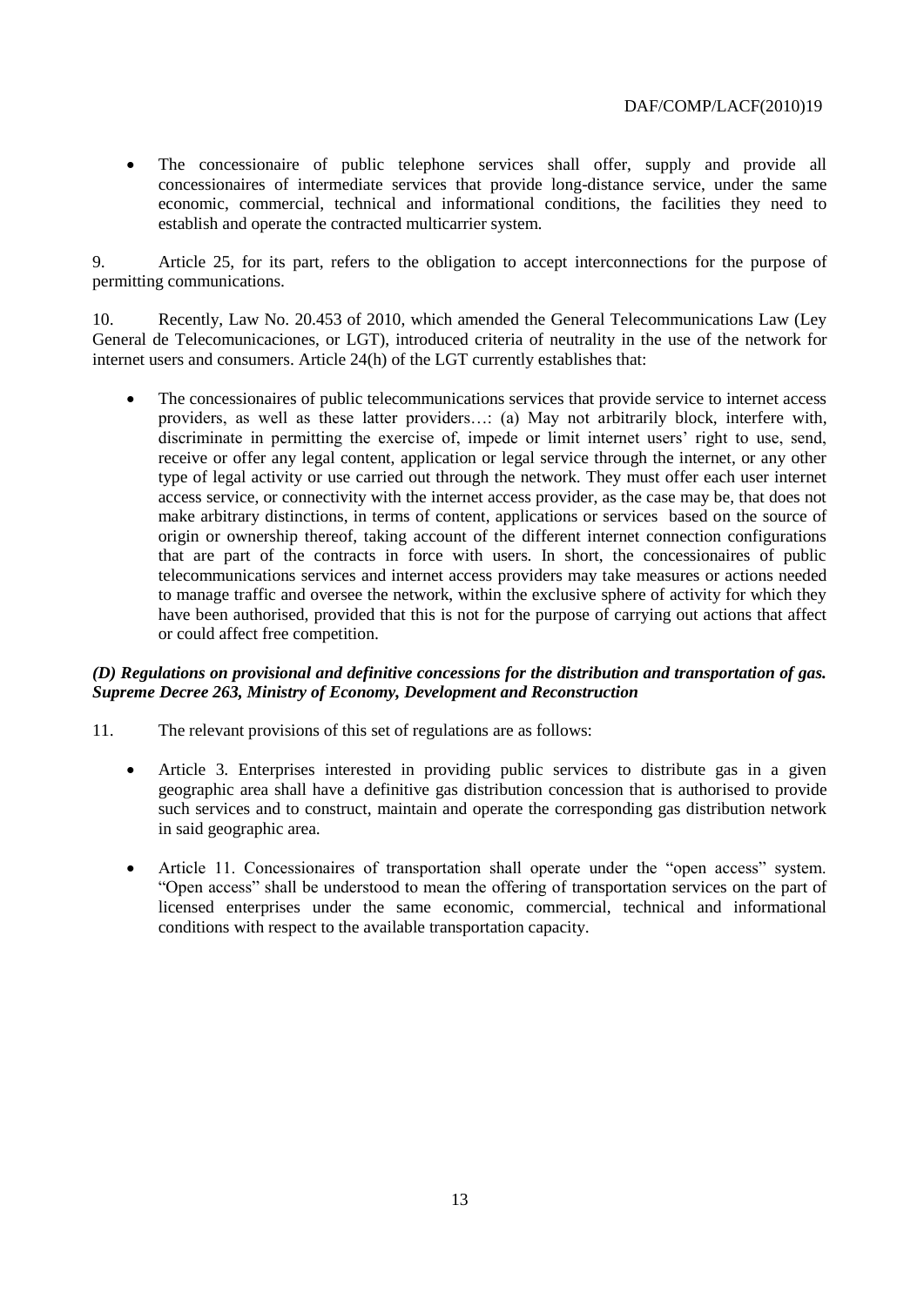- The concessionaire of public telephone services shall offer, supply and provide all concessionaires of intermediate services that provide long-distance service, under the same economic, commercial, technical and informational conditions, the facilities they need to establish and operate the contracted multicarrier system.

9. Article 25, for its part, refers to the obligation to accept interconnections for the purpose of permitting communications.

10. Recently, Law No. 20.453 of 2010, which amended the General Telecommunications Law (Ley General de Telecomunicaciones, or LGT), introduced criteria of neutrality in the use of the network for internet users and consumers. Article 24(h) of the LGT currently establishes that:

- The concessionaires of public telecommunications services that provide service to internet access providers, as well as these latter providers…: (a) May not arbitrarily block, interfere with, discriminate in permitting the exercise of, impede or limit internet users' right to use, send, receive or offer any legal content, application or legal service through the internet, or any other type of legal activity or use carried out through the network. They must offer each user internet access service, or connectivity with the internet access provider, as the case may be, that does not make arbitrary distinctions, in terms of content, applications or services based on the source of origin or ownership thereof, taking account of the different internet connection configurations that are part of the contracts in force with users. In short, the concessionaires of public telecommunications services and internet access providers may take measures or actions needed to manage traffic and oversee the network, within the exclusive sphere of activity for which they have been authorised, provided that this is not for the purpose of carrying out actions that affect or could affect free competition.

***(D) Regulations on provisional and definitive concessions for the distribution and transportation of gas. Supreme Decree 263, Ministry of Economy, Development and Reconstruction***

11. The relevant provisions of this set of regulations are as follows:

- Article 3. Enterprises interested in providing public services to distribute gas in a given geographic area shall have a definitive gas distribution concession that is authorised to provide such services and to construct, maintain and operate the corresponding gas distribution network in said geographic area.

- Article 11. Concessionaires of transportation shall operate under the "open access" system. "Open access" shall be understood to mean the offering of transportation services on the part of licensed enterprises under the same economic, commercial, technical and informational conditions with respect to the available transportation capacity.